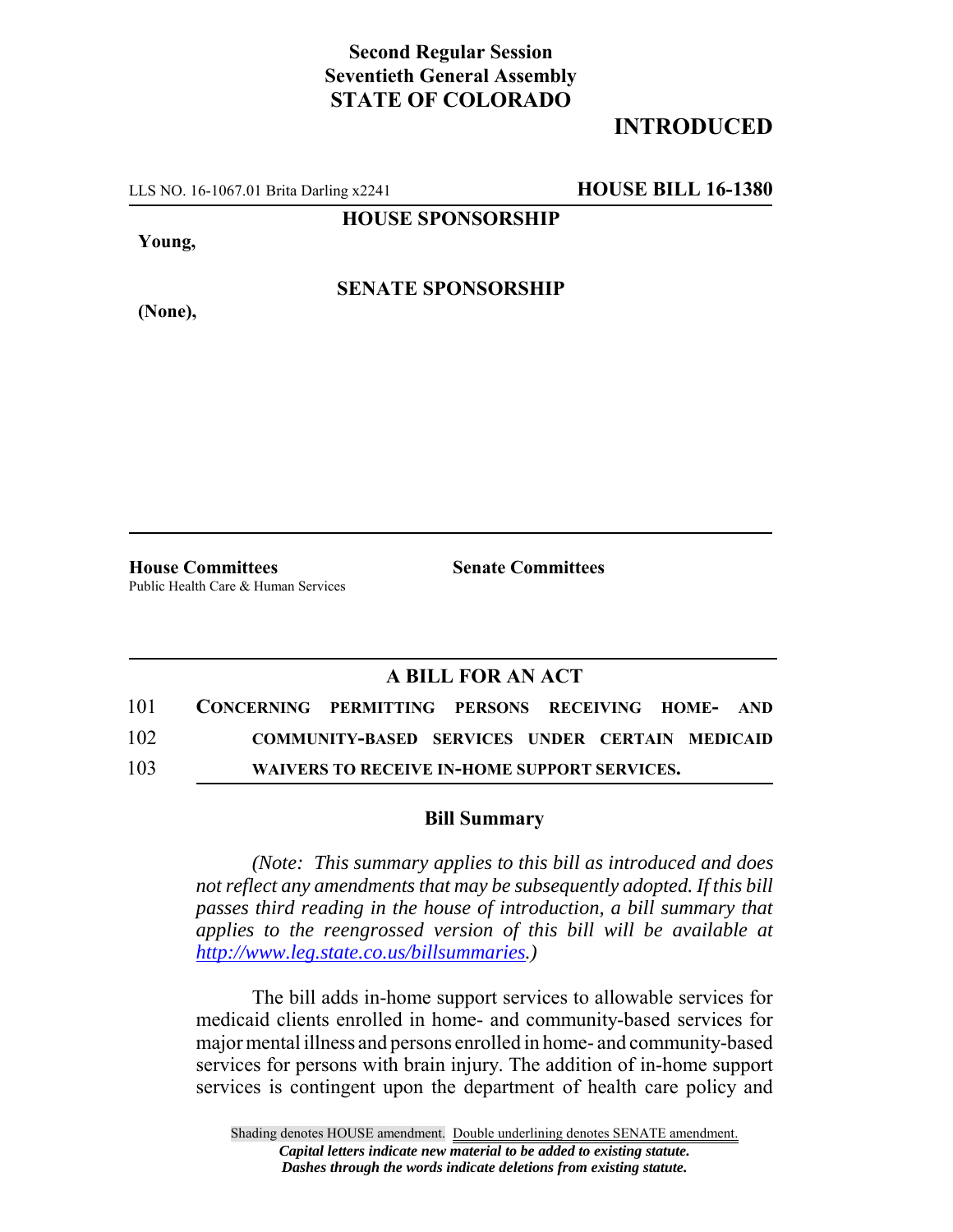**Second Regular Session**
**Seventieth General Assembly**
**STATE OF COLORADO**

## INTRODUCTED

LLS NO. 16-1067.01 Brita Darling x2241 **HOUSE BILL 16-1380**

**HOUSE SPONSORSHIP**

**Young,**

**SENATE SPONSORSHIP**

**(None),**

**House Committees**
Public Health Care & Human Services

**Senate Committees**

### A BILL FOR AN ACT

101 **CONCERNING PERMITTING PERSONS RECEIVING HOME- AND**
102 **COMMUNITY-BASED SERVICES UNDER CERTAIN MEDICAID**
103 **WAIVERS TO RECEIVE IN-HOME SUPPORT SERVICES.**

### Bill Summary

*(Note: This summary applies to this bill as introduced and does not reflect any amendments that may be subsequently adopted. If this bill passes third reading in the house of introduction, a bill summary that applies to the reengrossed version of this bill will be available at http://www.leg.state.co.us/billsummaries.)*

The bill adds in-home support services to allowable services for medicaid clients enrolled in home- and community-based services for major mental illness and persons enrolled in home- and community-based services for persons with brain injury. The addition of in-home support services is contingent upon the department of health care policy and

Shading denotes HOUSE amendment. Double underlining denotes SENATE amendment.
*Capital letters indicate new material to be added to existing statute.*
*Dashes through the words indicate deletions from existing statute.*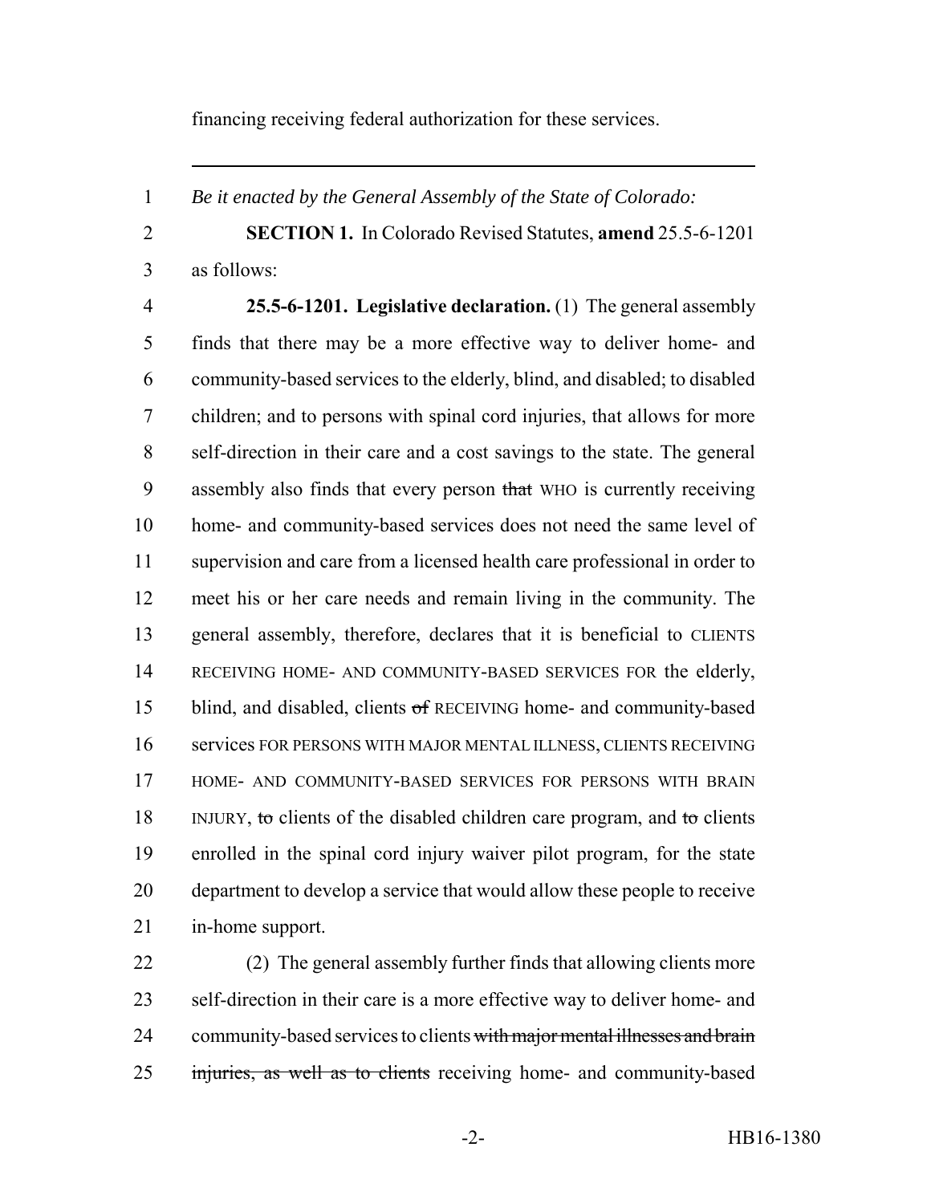financing receiving federal authorization for these services.

---

*Be it enacted by the General Assembly of the State of Colorado:*

**SECTION 1.** In Colorado Revised Statutes, **amend** 25.5-6-1201 as follows:

**25.5-6-1201. Legislative declaration.** (1) The general assembly finds that there may be a more effective way to deliver home- and community-based services to the elderly, blind, and disabled; to disabled children; and to persons with spinal cord injuries, that allows for more self-direction in their care and a cost savings to the state. The general assembly also finds that every person ~~that~~ WHO is currently receiving home- and community-based services does not need the same level of supervision and care from a licensed health care professional in order to meet his or her care needs and remain living in the community. The general assembly, therefore, declares that it is beneficial to CLIENTS RECEIVING HOME- AND COMMUNITY-BASED SERVICES FOR the elderly, blind, and disabled, clients ~~of~~ RECEIVING home- and community-based services FOR PERSONS WITH MAJOR MENTAL ILLNESS, CLIENTS RECEIVING HOME- AND COMMUNITY-BASED SERVICES FOR PERSONS WITH BRAIN INJURY, ~~to~~ clients of the disabled children care program, and ~~to~~ clients enrolled in the spinal cord injury waiver pilot program, for the state department to develop a service that would allow these people to receive in-home support.

(2) The general assembly further finds that allowing clients more self-direction in their care is a more effective way to deliver home- and community-based services to clients ~~with major mental illnesses and brain injuries, as well as to clients~~ receiving home- and community-based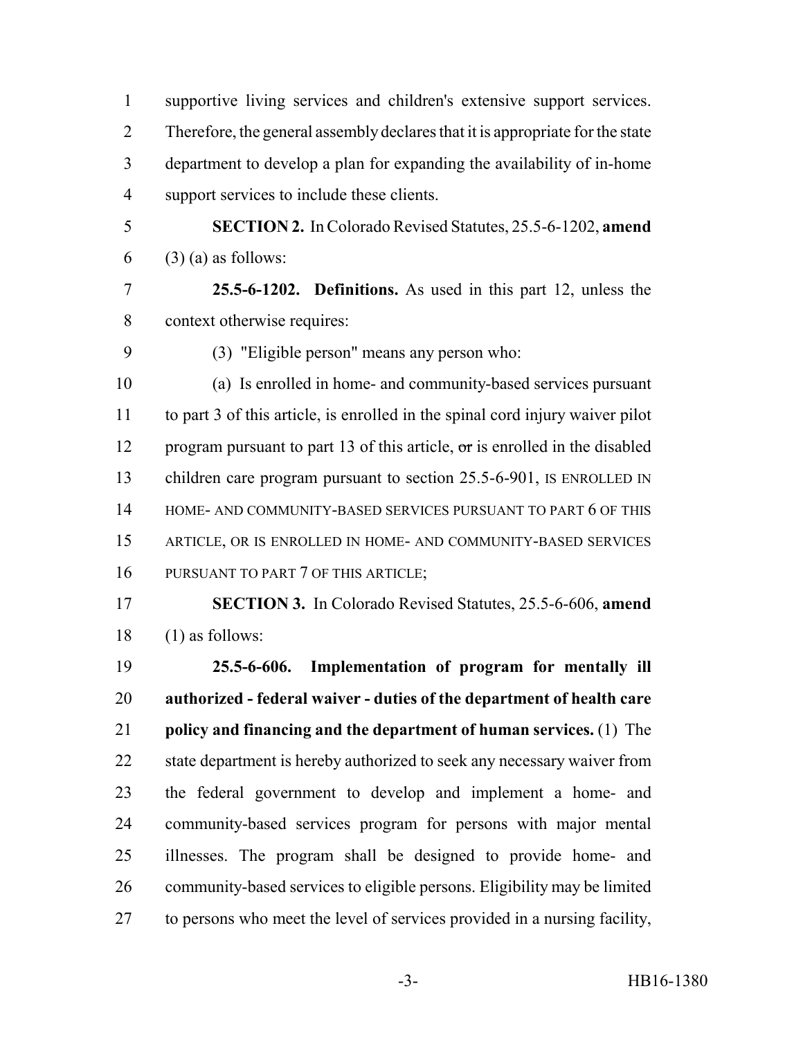supportive living services and children's extensive support services. Therefore, the general assembly declares that it is appropriate for the state department to develop a plan for expanding the availability of in-home support services to include these clients.

**SECTION 2.** In Colorado Revised Statutes, 25.5-6-1202, **amend** (3) (a) as follows:

**25.5-6-1202. Definitions.** As used in this part 12, unless the context otherwise requires:

(3) "Eligible person" means any person who:

(a) Is enrolled in home- and community-based services pursuant to part 3 of this article, is enrolled in the spinal cord injury waiver pilot program pursuant to part 13 of this article, ~~or~~ is enrolled in the disabled children care program pursuant to section 25.5-6-901, IS ENROLLED IN HOME- AND COMMUNITY-BASED SERVICES PURSUANT TO PART 6 OF THIS ARTICLE, OR IS ENROLLED IN HOME- AND COMMUNITY-BASED SERVICES PURSUANT TO PART 7 OF THIS ARTICLE;

**SECTION 3.** In Colorado Revised Statutes, 25.5-6-606, **amend** (1) as follows:

**25.5-6-606. Implementation of program for mentally ill authorized - federal waiver - duties of the department of health care policy and financing and the department of human services.** (1) The state department is hereby authorized to seek any necessary waiver from the federal government to develop and implement a home- and community-based services program for persons with major mental illnesses. The program shall be designed to provide home- and community-based services to eligible persons. Eligibility may be limited to persons who meet the level of services provided in a nursing facility,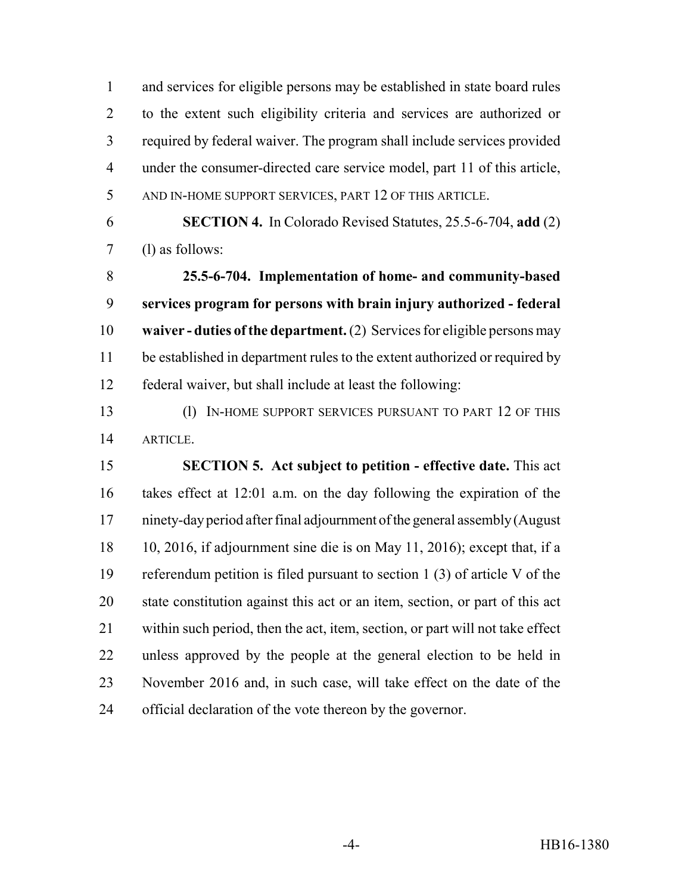and services for eligible persons may be established in state board rules to the extent such eligibility criteria and services are authorized or required by federal waiver. The program shall include services provided under the consumer-directed care service model, part 11 of this article, AND IN-HOME SUPPORT SERVICES, PART 12 OF THIS ARTICLE.

**SECTION 4.** In Colorado Revised Statutes, 25.5-6-704, **add** (2) (l) as follows:

**25.5-6-704. Implementation of home- and community-based services program for persons with brain injury authorized - federal waiver - duties of the department.** (2) Services for eligible persons may be established in department rules to the extent authorized or required by federal waiver, but shall include at least the following:

(l) IN-HOME SUPPORT SERVICES PURSUANT TO PART 12 OF THIS ARTICLE.

**SECTION 5. Act subject to petition - effective date.** This act takes effect at 12:01 a.m. on the day following the expiration of the ninety-day period after final adjournment of the general assembly (August 10, 2016, if adjournment sine die is on May 11, 2016); except that, if a referendum petition is filed pursuant to section 1 (3) of article V of the state constitution against this act or an item, section, or part of this act within such period, then the act, item, section, or part will not take effect unless approved by the people at the general election to be held in November 2016 and, in such case, will take effect on the date of the official declaration of the vote thereon by the governor.